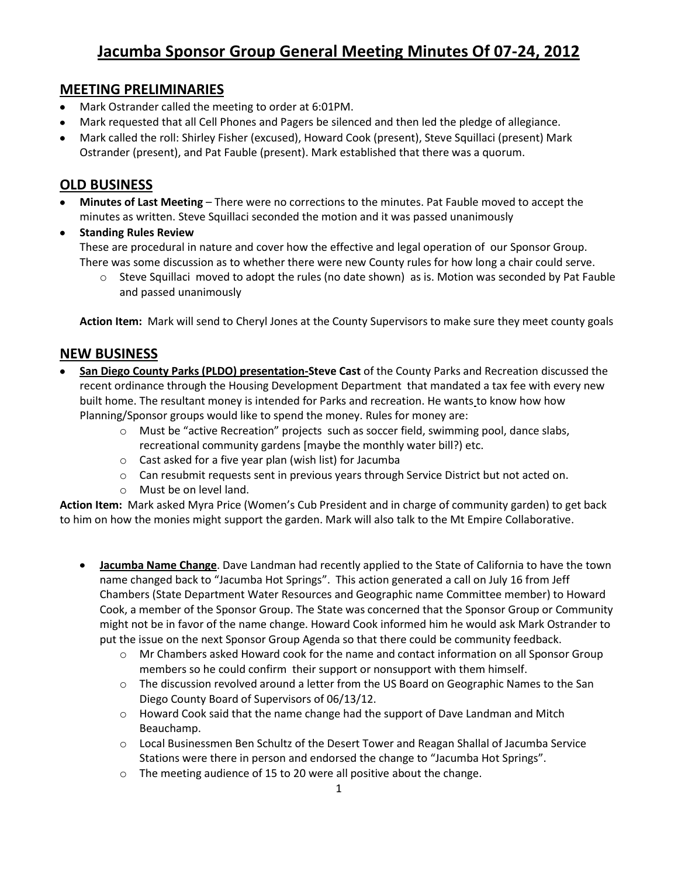# Jacumba Sponsor Group General Meeting Minutes Of 07-24, 2012

## MEETING PRELIMINARIES

- Mark Ostrander called the meeting to order at 6:01PM.
- Mark requested that all Cell Phones and Pagers be silenced and then led the pledge of allegiance.
- Mark called the roll: Shirley Fisher (excused), Howard Cook (present), Steve Squillaci (present) Mark Ostrander (present), and Pat Fauble (present). Mark established that there was a quorum.

## OLD BUSINESS

- **Minutes of Last Meeting** – There were no corrections to the minutes. Pat Fauble moved to accept the minutes as written. Steve Squillaci seconded the motion and it was passed unanimously
- **Standing Rules Review**
  These are procedural in nature and cover how the effective and legal operation of our Sponsor Group. There was some discussion as to whether there were new County rules for how long a chair could serve.
  - Steve Squillaci moved to adopt the rules (no date shown) as is. Motion was seconded by Pat Fauble and passed unanimously

**Action Item:** Mark will send to Cheryl Jones at the County Supervisors to make sure they meet county goals

## NEW BUSINESS

- **San Diego County Parks (PLDO) presentation-Steve Cast** of the County Parks and Recreation discussed the recent ordinance through the Housing Development Department that mandated a tax fee with every new built home. The resultant money is intended for Parks and recreation. He wants to know how how Planning/Sponsor groups would like to spend the money. Rules for money are:
  - Must be "active Recreation" projects such as soccer field, swimming pool, dance slabs, recreational community gardens [maybe the monthly water bill?) etc.
  - Cast asked for a five year plan (wish list) for Jacumba
  - Can resubmit requests sent in previous years through Service District but not acted on.
  - Must be on level land.

**Action Item:** Mark asked Myra Price (Women's Cub President and in charge of community garden) to get back to him on how the monies might support the garden. Mark will also talk to the Mt Empire Collaborative.

- **Jacumba Name Change**. Dave Landman had recently applied to the State of California to have the town name changed back to "Jacumba Hot Springs". This action generated a call on July 16 from Jeff Chambers (State Department Water Resources and Geographic name Committee member) to Howard Cook, a member of the Sponsor Group. The State was concerned that the Sponsor Group or Community might not be in favor of the name change. Howard Cook informed him he would ask Mark Ostrander to put the issue on the next Sponsor Group Agenda so that there could be community feedback.
  - Mr Chambers asked Howard cook for the name and contact information on all Sponsor Group members so he could confirm their support or nonsupport with them himself.
  - The discussion revolved around a letter from the US Board on Geographic Names to the San Diego County Board of Supervisors of 06/13/12.
  - Howard Cook said that the name change had the support of Dave Landman and Mitch Beauchamp.
  - Local Businessmen Ben Schultz of the Desert Tower and Reagan Shallal of Jacumba Service Stations were there in person and endorsed the change to "Jacumba Hot Springs".
  - The meeting audience of 15 to 20 were all positive about the change.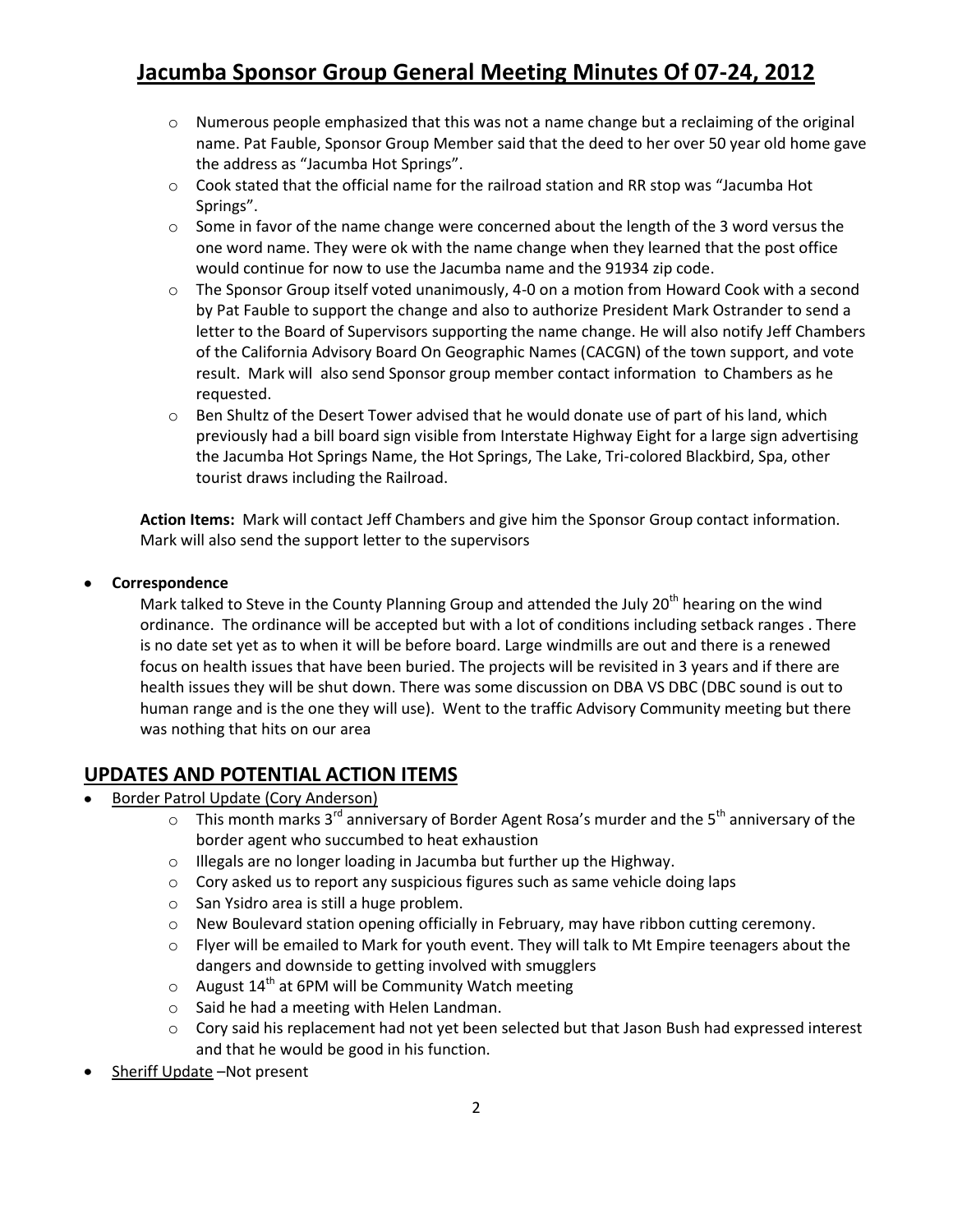- Numerous people emphasized that this was not a name change but a reclaiming of the original name. Pat Fauble, Sponsor Group Member said that the deed to her over 50 year old home gave the address as "Jacumba Hot Springs".
- Cook stated that the official name for the railroad station and RR stop was "Jacumba Hot Springs".
- Some in favor of the name change were concerned about the length of the 3 word versus the one word name. They were ok with the name change when they learned that the post office would continue for now to use the Jacumba name and the 91934 zip code.
- The Sponsor Group itself voted unanimously, 4-0 on a motion from Howard Cook with a second by Pat Fauble to support the change and also to authorize President Mark Ostrander to send a letter to the Board of Supervisors supporting the name change. He will also notify Jeff Chambers of the California Advisory Board On Geographic Names (CACGN) of the town support, and vote result. Mark will also send Sponsor group member contact information to Chambers as he requested.
- Ben Shultz of the Desert Tower advised that he would donate use of part of his land, which previously had a bill board sign visible from Interstate Highway Eight for a large sign advertising the Jacumba Hot Springs Name, the Hot Springs, The Lake, Tri-colored Blackbird, Spa, other tourist draws including the Railroad.

**Action Items:** Mark will contact Jeff Chambers and give him the Sponsor Group contact information. Mark will also send the support letter to the supervisors

- **Correspondence**

  Mark talked to Steve in the County Planning Group and attended the July 20th hearing on the wind ordinance. The ordinance will be accepted but with a lot of conditions including setback ranges . There is no date set yet as to when it will be before board. Large windmills are out and there is a renewed focus on health issues that have been buried. The projects will be revisited in 3 years and if there are health issues they will be shut down. There was some discussion on DBA VS DBC (DBC sound is out to human range and is the one they will use). Went to the traffic Advisory Community meeting but there was nothing that hits on our area

## UPDATES AND POTENTIAL ACTION ITEMS

- Border Patrol Update (Cory Anderson)
  - This month marks 3rd anniversary of Border Agent Rosa's murder and the 5th anniversary of the border agent who succumbed to heat exhaustion
  - Illegals are no longer loading in Jacumba but further up the Highway.
  - Cory asked us to report any suspicious figures such as same vehicle doing laps
  - San Ysidro area is still a huge problem.
  - New Boulevard station opening officially in February, may have ribbon cutting ceremony.
  - Flyer will be emailed to Mark for youth event. They will talk to Mt Empire teenagers about the dangers and downside to getting involved with smugglers
  - August 14th at 6PM will be Community Watch meeting
  - Said he had a meeting with Helen Landman.
  - Cory said his replacement had not yet been selected but that Jason Bush had expressed interest and that he would be good in his function.
- Sheriff Update –Not present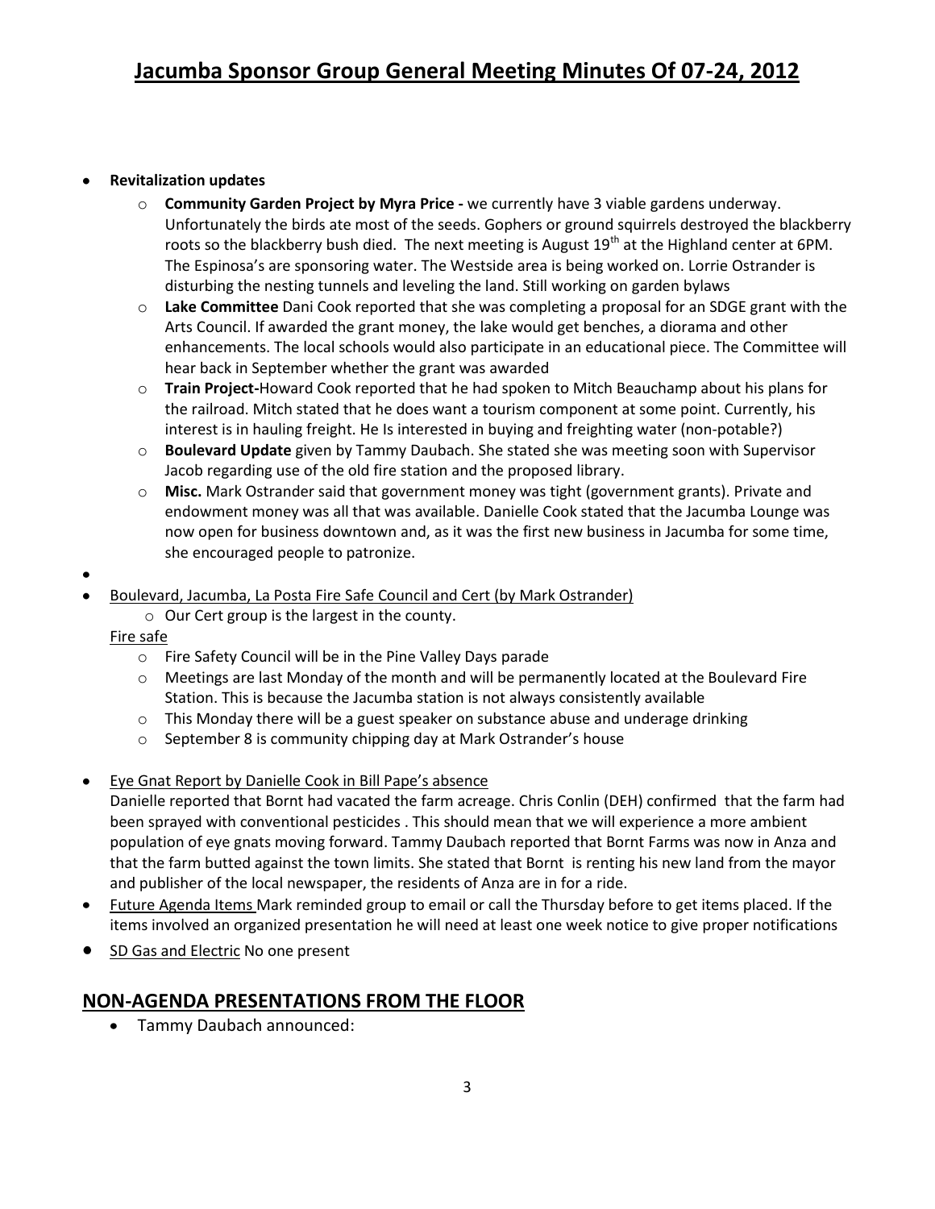# Jacumba Sponsor Group General Meeting Minutes Of 07-24, 2012

- **Revitalization updates**
  - **Community Garden Project by Myra Price -** we currently have 3 viable gardens underway. Unfortunately the birds ate most of the seeds. Gophers or ground squirrels destroyed the blackberry roots so the blackberry bush died. The next meeting is August 19th at the Highland center at 6PM. The Espinosa's are sponsoring water. The Westside area is being worked on. Lorrie Ostrander is disturbing the nesting tunnels and leveling the land. Still working on garden bylaws
  - **Lake Committee** Dani Cook reported that she was completing a proposal for an SDGE grant with the Arts Council. If awarded the grant money, the lake would get benches, a diorama and other enhancements. The local schools would also participate in an educational piece. The Committee will hear back in September whether the grant was awarded
  - **Train Project-**Howard Cook reported that he had spoken to Mitch Beauchamp about his plans for the railroad. Mitch stated that he does want a tourism component at some point. Currently, his interest is in hauling freight. He Is interested in buying and freighting water (non-potable?)
  - **Boulevard Update** given by Tammy Daubach. She stated she was meeting soon with Supervisor Jacob regarding use of the old fire station and the proposed library.
  - **Misc.** Mark Ostrander said that government money was tight (government grants). Private and endowment money was all that was available. Danielle Cook stated that the Jacumba Lounge was now open for business downtown and, as it was the first new business in Jacumba for some time, she encouraged people to patronize.
- 
- Boulevard, Jacumba, La Posta Fire Safe Council and Cert (by Mark Ostrander)
  - Our Cert group is the largest in the county.

  Fire safe
  - Fire Safety Council will be in the Pine Valley Days parade
  - Meetings are last Monday of the month and will be permanently located at the Boulevard Fire Station. This is because the Jacumba station is not always consistently available
  - This Monday there will be a guest speaker on substance abuse and underage drinking
  - September 8 is community chipping day at Mark Ostrander's house
- Eye Gnat Report by Danielle Cook in Bill Pape's absence

  Danielle reported that Bornt had vacated the farm acreage. Chris Conlin (DEH) confirmed that the farm had been sprayed with conventional pesticides . This should mean that we will experience a more ambient population of eye gnats moving forward. Tammy Daubach reported that Bornt Farms was now in Anza and that the farm butted against the town limits. She stated that Bornt is renting his new land from the mayor and publisher of the local newspaper, the residents of Anza are in for a ride.
- Future Agenda Items Mark reminded group to email or call the Thursday before to get items placed. If the items involved an organized presentation he will need at least one week notice to give proper notifications
- SD Gas and Electric No one present

## NON-AGENDA PRESENTATIONS FROM THE FLOOR

- Tammy Daubach announced: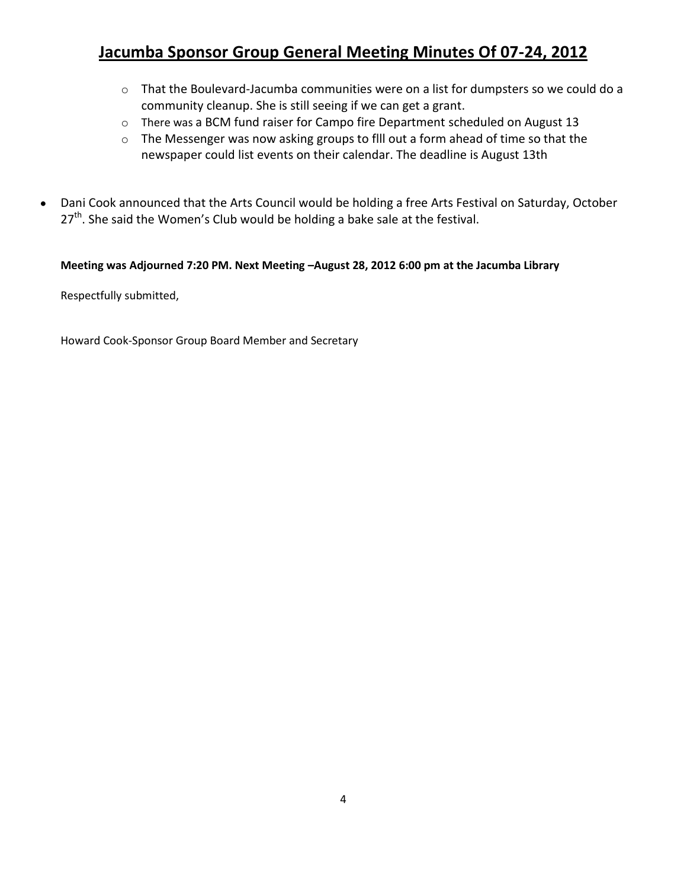# Jacumba Sponsor Group General Meeting Minutes Of 07-24, 2012

- That the Boulevard-Jacumba communities were on a list for dumpsters so we could do a community cleanup. She is still seeing if we can get a grant.
- There was a BCM fund raiser for Campo fire Department scheduled on August 13
- The Messenger was now asking groups to flll out a form ahead of time so that the newspaper could list events on their calendar. The deadline is August 13th

- Dani Cook announced that the Arts Council would be holding a free Arts Festival on Saturday, October 27th. She said the Women's Club would be holding a bake sale at the festival.

**Meeting was Adjourned 7:20 PM. Next Meeting –August 28, 2012 6:00 pm at the Jacumba Library**

Respectfully submitted,

Howard Cook-Sponsor Group Board Member and Secretary